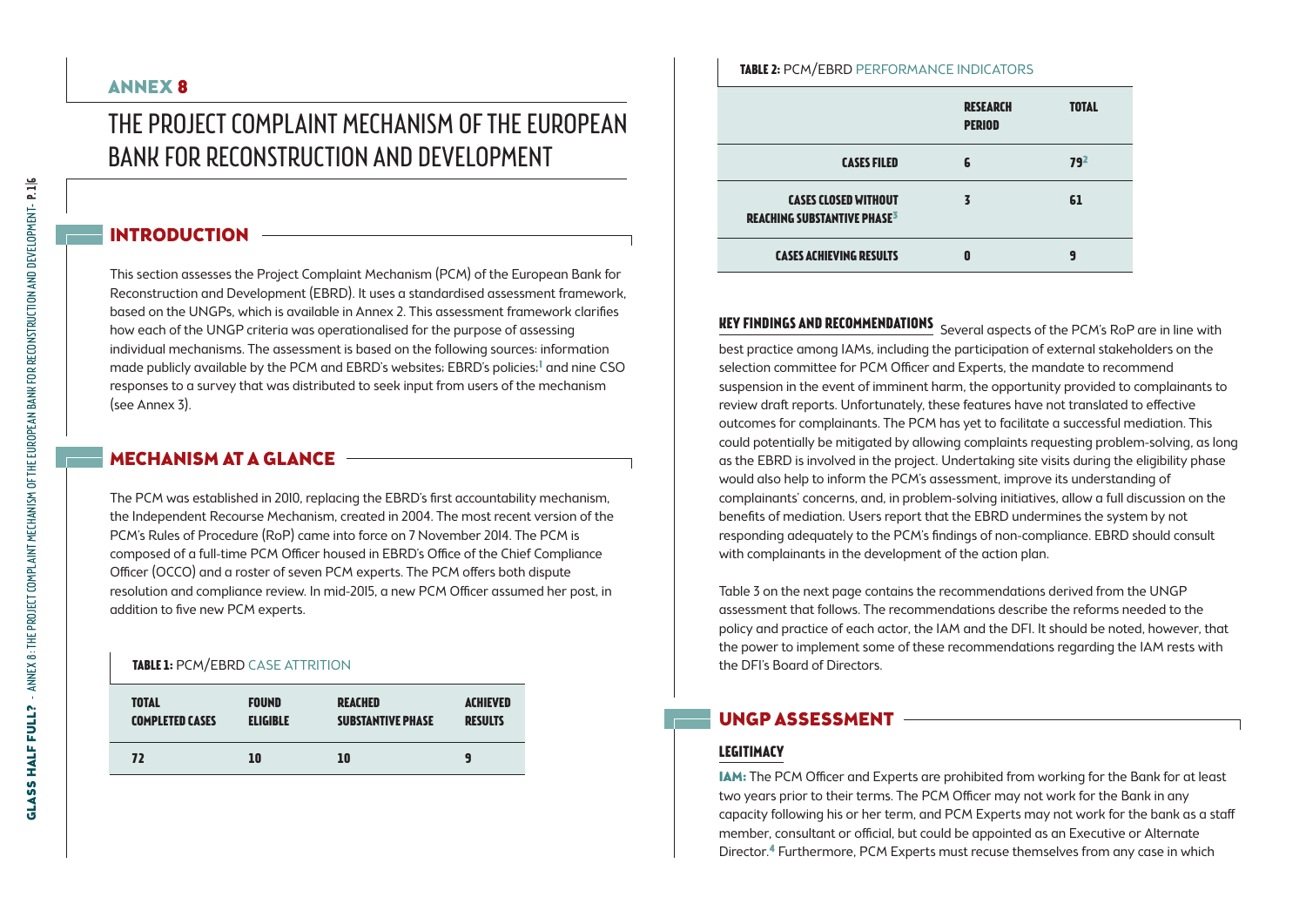## ANNEX 8

# THE PROJECT COMPLAINT MECHANISM OF THE EUROPEAN BANK FOR RECONSTRUCTION AND DEVELOPMENT

## INTRODUCTION

This section assesses the Project Complaint Mechanism (PCM) of the European Bank for Reconstruction and Development (EBRD). It uses a standardised assessment framework, based on the UNGPs, which is available in Annex 2. This assessment framework clarifies how each of the UNGP criteria was operationalised for the purpose of assessing individual mechanisms. The assessment is based on the following sources: information made publicly available by the PCM and EBRD's websites; EBRD's policies;[1] and nine CSO responses to a survey that was distributed to seek input from users of the mechanism (see Annex 3).

## MECHANISM AT A GLANCE

The PCM was established in 2010, replacing the EBRD's first accountability mechanism, the Independent Recourse Mechanism, created in 2004. The most recent version of the PCM's Rules of Procedure (RoP) came into force on 7 November 2014. The PCM is composed of a full-time PCM Officer housed in EBRD's Office of the Chief Compliance Officer (OCCO) and a roster of seven PCM experts. The PCM offers both dispute resolution and compliance review. In mid-2015, a new PCM Officer assumed her post, in addition to five new PCM experts.

**TABLE 1:** PCM/EBRD CASE ATTRITION

| TOTAL COMPLETED CASES | FOUND ELIGIBLE | REACHED SUBSTANTIVE PHASE | ACHIEVED RESULTS |
|---|---|---|---|
| 72 | 10 | 10 | 9 |

**TABLE 2:** PCM/EBRD PERFORMANCE INDICATORS

| | RESEARCH PERIOD | TOTAL |
|---|---|---|
| CASES FILED | 6 | 79[2] |
| CASES CLOSED WITHOUT REACHING SUBSTANTIVE PHASE[3] | 3 | 61 |
| CASES ACHIEVING RESULTS | 0 | 9 |

**KEY FINDINGS AND RECOMMENDATIONS** Several aspects of the PCM's RoP are in line with best practice among IAMs, including the participation of external stakeholders on the selection committee for PCM Officer and Experts, the mandate to recommend suspension in the event of imminent harm, the opportunity provided to complainants to review draft reports. Unfortunately, these features have not translated to effective outcomes for complainants. The PCM has yet to facilitate a successful mediation. This could potentially be mitigated by allowing complaints requesting problem-solving, as long as the EBRD is involved in the project. Undertaking site visits during the eligibility phase would also help to inform the PCM's assessment, improve its understanding of complainants' concerns, and, in problem-solving initiatives, allow a full discussion on the benefits of mediation. Users report that the EBRD undermines the system by not responding adequately to the PCM's findings of non-compliance. EBRD should consult with complainants in the development of the action plan.

Table 3 on the next page contains the recommendations derived from the UNGP assessment that follows. The recommendations describe the reforms needed to the policy and practice of each actor, the IAM and the DFI. It should be noted, however, that the power to implement some of these recommendations regarding the IAM rests with the DFI's Board of Directors.

## UNGP ASSESSMENT

### LEGITIMACY

**IAM:** The PCM Officer and Experts are prohibited from working for the Bank for at least two years prior to their terms. The PCM Officer may not work for the Bank in any capacity following his or her term, and PCM Experts may not work for the bank as a staff member, consultant or official, but could be appointed as an Executive or Alternate Director.[4] Furthermore, PCM Experts must recuse themselves from any case in which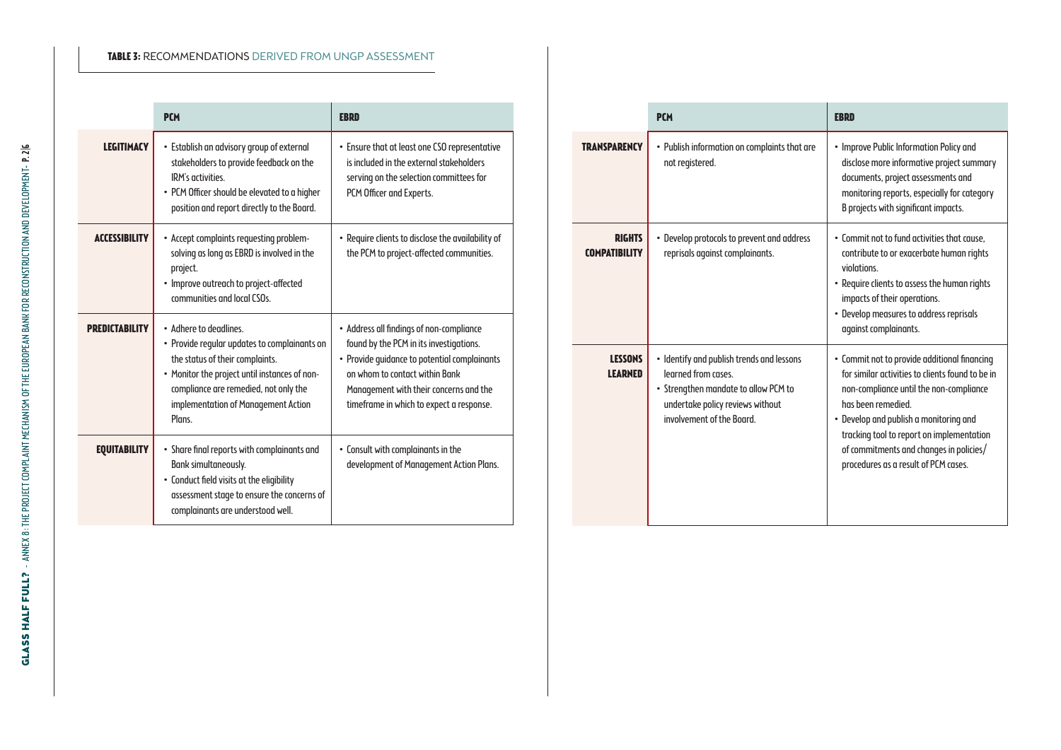**TABLE 3:** RECOMMENDATIONS DERIVED FROM UNGP ASSESSMENT

| | PCM | EBRD |
|---|---|---|
| **LEGITIMACY** | • Establish an advisory group of external stakeholders to provide feedback on the IRM's activities.<br>• PCM Officer should be elevated to a higher position and report directly to the Board. | • Ensure that at least one CSO representative is included in the external stakeholders serving on the selection committees for PCM Officer and Experts. |
| **ACCESSIBILITY** | • Accept complaints requesting problem-solving as long as EBRD is involved in the project.<br>• Improve outreach to project-affected communities and local CSOs. | • Require clients to disclose the availability of the PCM to project-affected communities. |
| **PREDICTABILITY** | • Adhere to deadlines.<br>• Provide regular updates to complainants on the status of their complaints.<br>• Monitor the project until instances of non-compliance are remedied, not only the implementation of Management Action Plans. | • Address all findings of non-compliance found by the PCM in its investigations.<br>• Provide guidance to potential complainants on whom to contact within Bank Management with their concerns and the timeframe in which to expect a response. |
| **EQUITABILITY** | • Share final reports with complainants and Bank simultaneously.<br>• Conduct field visits at the eligibility assessment stage to ensure the concerns of complainants are understood well. | • Consult with complainants in the development of Management Action Plans. |
| **TRANSPARENCY** | • Publish information on complaints that are not registered. | • Improve Public Information Policy and disclose more informative project summary documents, project assessments and monitoring reports, especially for category B projects with significant impacts. |
| **RIGHTS COMPATIBILITY** | • Develop protocols to prevent and address reprisals against complainants. | • Commit not to fund activities that cause, contribute to or exacerbate human rights violations.<br>• Require clients to assess the human rights impacts of their operations.<br>• Develop measures to address reprisals against complainants. |
| **LESSONS LEARNED** | • Identify and publish trends and lessons learned from cases.<br>• Strengthen mandate to allow PCM to undertake policy reviews without involvement of the Board. | • Commit not to provide additional financing for similar activities to clients found to be in non-compliance until the non-compliance has been remedied.<br>• Develop and publish a monitoring and tracking tool to report on implementation of commitments and changes in policies/procedures as a result of PCM cases. |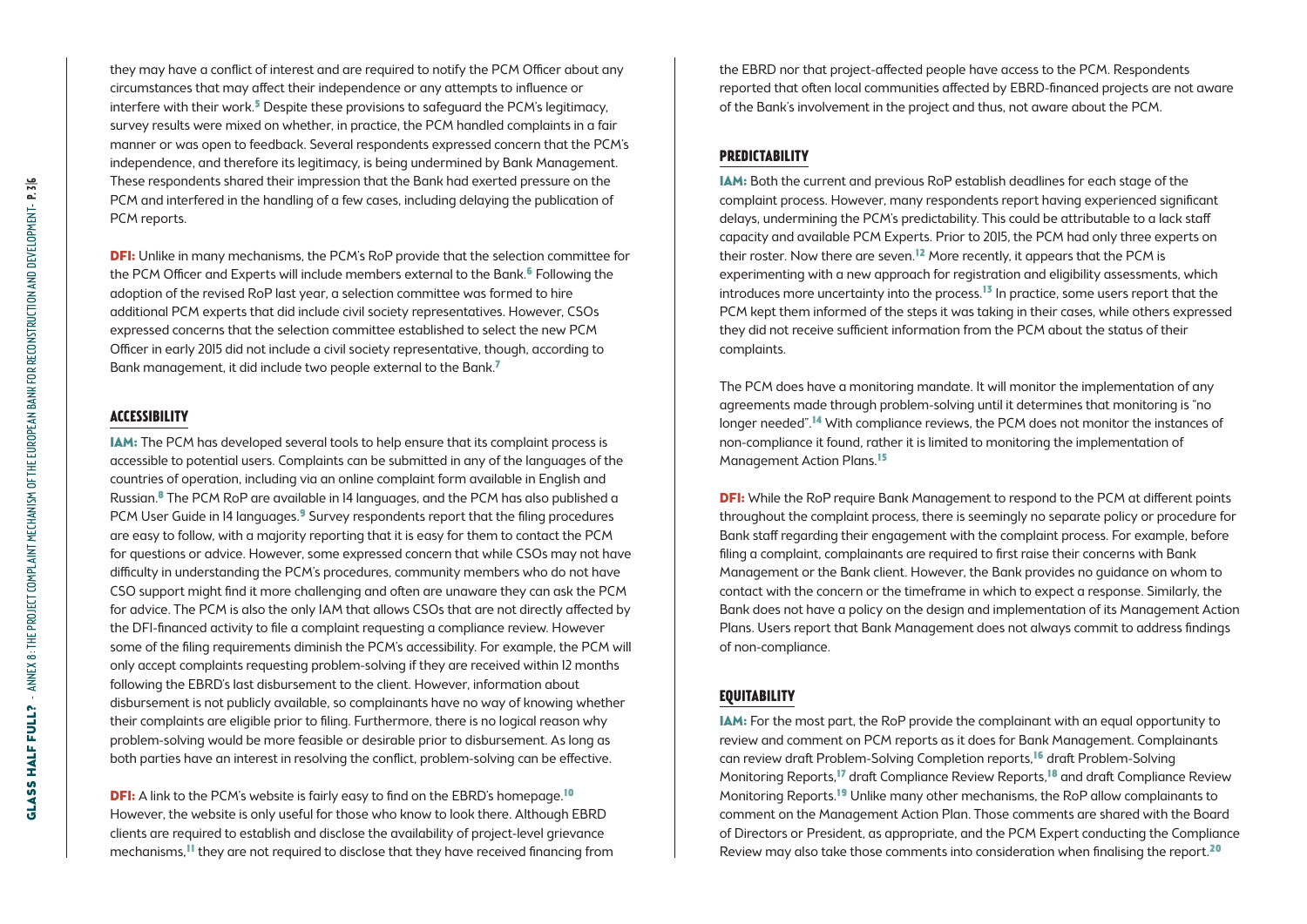they may have a conflict of interest and are required to notify the PCM Officer about any circumstances that may affect their independence or any attempts to influence or interfere with their work.[5] Despite these provisions to safeguard the PCM's legitimacy, survey results were mixed on whether, in practice, the PCM handled complaints in a fair manner or was open to feedback. Several respondents expressed concern that the PCM's independence, and therefore its legitimacy, is being undermined by Bank Management. These respondents shared their impression that the Bank had exerted pressure on the PCM and interfered in the handling of a few cases, including delaying the publication of PCM reports.

**DFI:** Unlike in many mechanisms, the PCM's RoP provide that the selection committee for the PCM Officer and Experts will include members external to the Bank.[6] Following the adoption of the revised RoP last year, a selection committee was formed to hire additional PCM experts that did include civil society representatives. However, CSOs expressed concerns that the selection committee established to select the new PCM Officer in early 2015 did not include a civil society representative, though, according to Bank management, it did include two people external to the Bank.[7]

## ACCESSIBILITY

**IAM:** The PCM has developed several tools to help ensure that its complaint process is accessible to potential users. Complaints can be submitted in any of the languages of the countries of operation, including via an online complaint form available in English and Russian.[8] The PCM RoP are available in 14 languages, and the PCM has also published a PCM User Guide in 14 languages.[9] Survey respondents report that the filing procedures are easy to follow, with a majority reporting that it is easy for them to contact the PCM for questions or advice. However, some expressed concern that while CSOs may not have difficulty in understanding the PCM's procedures, community members who do not have CSO support might find it more challenging and often are unaware they can ask the PCM for advice. The PCM is also the only IAM that allows CSOs that are not directly affected by the DFI-financed activity to file a complaint requesting a compliance review. However some of the filing requirements diminish the PCM's accessibility. For example, the PCM will only accept complaints requesting problem-solving if they are received within 12 months following the EBRD's last disbursement to the client. However, information about disbursement is not publicly available, so complainants have no way of knowing whether their complaints are eligible prior to filing. Furthermore, there is no logical reason why problem-solving would be more feasible or desirable prior to disbursement. As long as both parties have an interest in resolving the conflict, problem-solving can be effective.

**DFI:** A link to the PCM's website is fairly easy to find on the EBRD's homepage.[10] However, the website is only useful for those who know to look there. Although EBRD clients are required to establish and disclose the availability of project-level grievance mechanisms,[11] they are not required to disclose that they have received financing from the EBRD nor that project-affected people have access to the PCM. Respondents reported that often local communities affected by EBRD-financed projects are not aware of the Bank's involvement in the project and thus, not aware about the PCM.

## PREDICTABILITY

**IAM:** Both the current and previous RoP establish deadlines for each stage of the complaint process. However, many respondents report having experienced significant delays, undermining the PCM's predictability. This could be attributable to a lack staff capacity and available PCM Experts. Prior to 2015, the PCM had only three experts on their roster. Now there are seven.[12] More recently, it appears that the PCM is experimenting with a new approach for registration and eligibility assessments, which introduces more uncertainty into the process.[13] In practice, some users report that the PCM kept them informed of the steps it was taking in their cases, while others expressed they did not receive sufficient information from the PCM about the status of their complaints.

The PCM does have a monitoring mandate. It will monitor the implementation of any agreements made through problem-solving until it determines that monitoring is "no longer needed".[14] With compliance reviews, the PCM does not monitor the instances of non-compliance it found, rather it is limited to monitoring the implementation of Management Action Plans.[15]

**DFI:** While the RoP require Bank Management to respond to the PCM at different points throughout the complaint process, there is seemingly no separate policy or procedure for Bank staff regarding their engagement with the complaint process. For example, before filing a complaint, complainants are required to first raise their concerns with Bank Management or the Bank client. However, the Bank provides no guidance on whom to contact with the concern or the timeframe in which to expect a response. Similarly, the Bank does not have a policy on the design and implementation of its Management Action Plans. Users report that Bank Management does not always commit to address findings of non-compliance.

## EQUITABILITY

**IAM:** For the most part, the RoP provide the complainant with an equal opportunity to review and comment on PCM reports as it does for Bank Management. Complainants can review draft Problem-Solving Completion reports,[16] draft Problem-Solving Monitoring Reports,[17] draft Compliance Review Reports,[18] and draft Compliance Review Monitoring Reports.[19] Unlike many other mechanisms, the RoP allow complainants to comment on the Management Action Plan. Those comments are shared with the Board of Directors or President, as appropriate, and the PCM Expert conducting the Compliance Review may also take those comments into consideration when finalising the report.[20]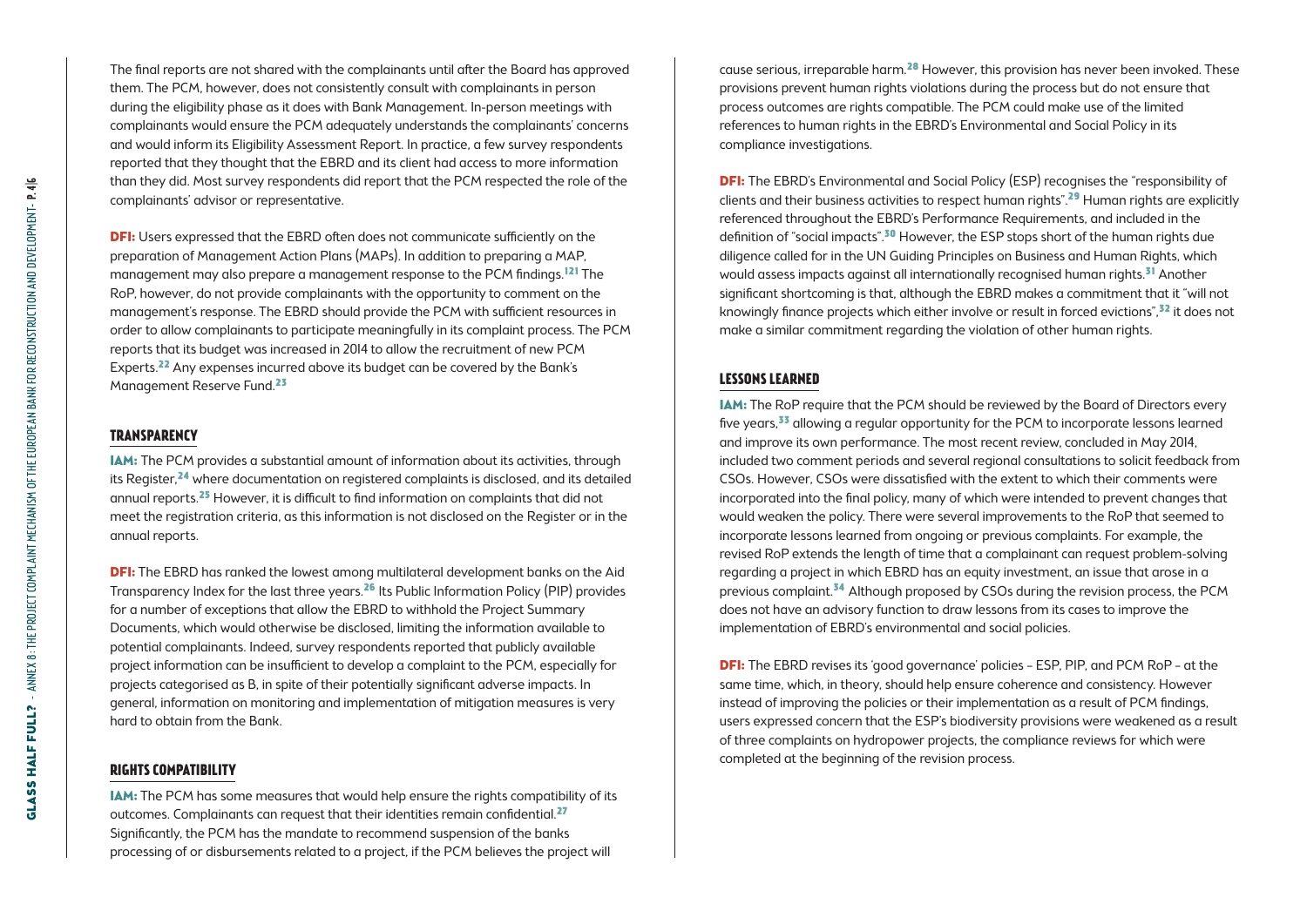The final reports are not shared with the complainants until after the Board has approved them. The PCM, however, does not consistently consult with complainants in person during the eligibility phase as it does with Bank Management. In-person meetings with complainants would ensure the PCM adequately understands the complainants' concerns and would inform its Eligibility Assessment Report. In practice, a few survey respondents reported that they thought that the EBRD and its client had access to more information than they did. Most survey respondents did report that the PCM respected the role of the complainants' advisor or representative.

**DFI:** Users expressed that the EBRD often does not communicate sufficiently on the preparation of Management Action Plans (MAPs). In addition to preparing a MAP, management may also prepare a management response to the PCM findings.[121] The RoP, however, do not provide complainants with the opportunity to comment on the management's response. The EBRD should provide the PCM with sufficient resources in order to allow complainants to participate meaningfully in its complaint process. The PCM reports that its budget was increased in 2014 to allow the recruitment of new PCM Experts.[22] Any expenses incurred above its budget can be covered by the Bank's Management Reserve Fund.[23]

## TRANSPARENCY

**IAM:** The PCM provides a substantial amount of information about its activities, through its Register,[24] where documentation on registered complaints is disclosed, and its detailed annual reports.[25] However, it is difficult to find information on complaints that did not meet the registration criteria, as this information is not disclosed on the Register or in the annual reports.

**DFI:** The EBRD has ranked the lowest among multilateral development banks on the Aid Transparency Index for the last three years.[26] Its Public Information Policy (PIP) provides for a number of exceptions that allow the EBRD to withhold the Project Summary Documents, which would otherwise be disclosed, limiting the information available to potential complainants. Indeed, survey respondents reported that publicly available project information can be insufficient to develop a complaint to the PCM, especially for projects categorised as B, in spite of their potentially significant adverse impacts. In general, information on monitoring and implementation of mitigation measures is very hard to obtain from the Bank.

## RIGHTS COMPATIBILITY

**IAM:** The PCM has some measures that would help ensure the rights compatibility of its outcomes. Complainants can request that their identities remain confidential.[27] Significantly, the PCM has the mandate to recommend suspension of the banks processing of or disbursements related to a project, if the PCM believes the project will cause serious, irreparable harm.[28] However, this provision has never been invoked. These provisions prevent human rights violations during the process but do not ensure that process outcomes are rights compatible. The PCM could make use of the limited references to human rights in the EBRD's Environmental and Social Policy in its compliance investigations.

**DFI:** The EBRD's Environmental and Social Policy (ESP) recognises the "responsibility of clients and their business activities to respect human rights".[29] Human rights are explicitly referenced throughout the EBRD's Performance Requirements, and included in the definition of "social impacts".[30] However, the ESP stops short of the human rights due diligence called for in the UN Guiding Principles on Business and Human Rights, which would assess impacts against all internationally recognised human rights.[31] Another significant shortcoming is that, although the EBRD makes a commitment that it "will not knowingly finance projects which either involve or result in forced evictions",[32] it does not make a similar commitment regarding the violation of other human rights.

## LESSONS LEARNED

**IAM:** The RoP require that the PCM should be reviewed by the Board of Directors every five years,[33] allowing a regular opportunity for the PCM to incorporate lessons learned and improve its own performance. The most recent review, concluded in May 2014, included two comment periods and several regional consultations to solicit feedback from CSOs. However, CSOs were dissatisfied with the extent to which their comments were incorporated into the final policy, many of which were intended to prevent changes that would weaken the policy. There were several improvements to the RoP that seemed to incorporate lessons learned from ongoing or previous complaints. For example, the revised RoP extends the length of time that a complainant can request problem-solving regarding a project in which EBRD has an equity investment, an issue that arose in a previous complaint.[34] Although proposed by CSOs during the revision process, the PCM does not have an advisory function to draw lessons from its cases to improve the implementation of EBRD's environmental and social policies.

**DFI:** The EBRD revises its 'good governance' policies – ESP, PIP, and PCM RoP – at the same time, which, in theory, should help ensure coherence and consistency. However instead of improving the policies or their implementation as a result of PCM findings, users expressed concern that the ESP's biodiversity provisions were weakened as a result of three complaints on hydropower projects, the compliance reviews for which were completed at the beginning of the revision process.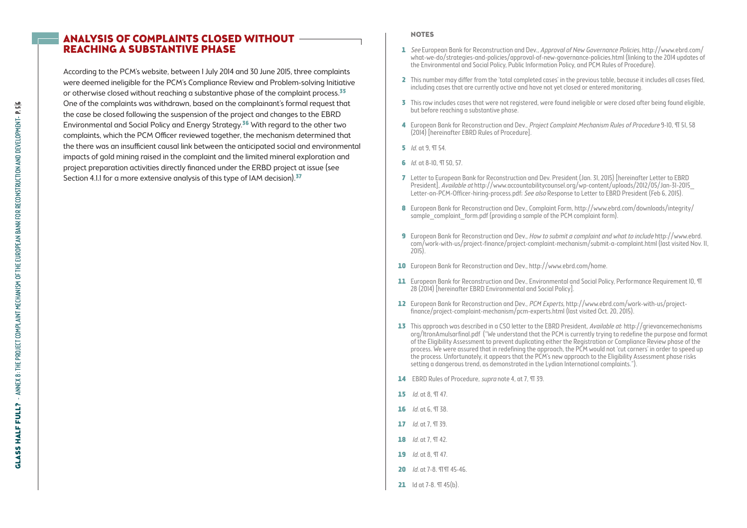## ANALYSIS OF COMPLAINTS CLOSED WITHOUT REACHING A SUBSTANTIVE PHASE

According to the PCM's website, between 1 July 2014 and 30 June 2015, three complaints were deemed ineligible for the PCM's Compliance Review and Problem-solving Initiative or otherwise closed without reaching a substantive phase of the complaint process.[35] One of the complaints was withdrawn, based on the complainant's formal request that the case be closed following the suspension of the project and changes to the EBRD Environmental and Social Policy and Energy Strategy.[36] With regard to the other two complaints, which the PCM Officer reviewed together, the mechanism determined that the there was an insufficient causal link between the anticipated social and environmental impacts of gold mining raised in the complaint and the limited mineral exploration and project preparation activities directly financed under the ERBD project at issue (see Section 4.1.1 for a more extensive analysis of this type of IAM decision).[37]

### NOTES

1 *See* European Bank for Reconstruction and Dev., *Approval of New Governance Policies*, http://www.ebrd.com/what-we-do/strategies-and-policies/approval-of-new-governance-policies.html (linking to the 2014 updates of the Environmental and Social Policy, Public Information Policy, and PCM Rules of Procedure).

2 This number may differ from the 'total completed cases' in the previous table, because it includes all cases filed, including cases that are currently active and have not yet closed or entered monitoring.

3 This row includes cases that were not registered, were found ineligible or were closed after being found eligible, but before reaching a substantive phase.

4 European Bank for Reconstruction and Dev., *Project Complaint Mechanism Rules of Procedure* 9-10, ¶ 51, 58 (2014) [hereinafter EBRD Rules of Procedure].

5 *Id.* at 9, ¶ 54.

6 *Id.* at 8-10, ¶ 50, 57.

7 Letter to European Bank for Reconstruction and Dev. President (Jan. 31, 2015) [hereinafter Letter to EBRD President], *Available at* http://www.accountabilitycounsel.org/wp-content/uploads/2012/05/Jan-31-2015_Letter-on-PCM-Officer-hiring-process.pdf; *See also* Response to Letter to EBRD President (Feb 6, 2015).

8 European Bank for Reconstruction and Dev., Complaint Form, http://www.ebrd.com/downloads/integrity/sample_complaint_form.pdf (providing a sample of the PCM complaint form).

9 European Bank for Reconstruction and Dev., *How to submit a complaint and what to include* http://www.ebrd.com/work-with-us/project-finance/project-complaint-mechanism/submit-a-complaint.html (last visited Nov. 11, 2015).

10 European Bank for Reconstruction and Dev., http://www.ebrd.com/home.

11 European Bank for Reconstruction and Dev., Environmental and Social Policy, Performance Requirement 10, ¶ 28 (2014) [hereinafter EBRD Environmental and Social Policy].

12 European Bank for Reconstruction and Dev., *PCM Experts*, http://www.ebrd.com/work-with-us/project-finance/project-complaint-mechanism/pcm-experts.html (last visited Oct. 20, 2015).

13 This approach was described in a CSO letter to the EBRD President, *Available at:* http://grievancemechanisms org/ItronAmulsarfinal.pdf ("We understand that the PCM is currently trying to redefine the purpose and format of the Eligibility Assessment to prevent duplicating either the Registration or Compliance Review phase of the process. We were assured that in redefining the approach, the PCM would not 'cut corners' in order to speed up the process. Unfortunately, it appears that the PCM's new approach to the Eligibility Assessment phase risks setting a dangerous trend, as demonstrated in the Lydian International complaints.").

14 EBRD Rules of Procedure, *supra* note 4, at 7, ¶ 39.

15 *Id.* at 8, ¶ 47.

16 *Id.* at 6, ¶ 38.

17 *Id.* at 7, ¶ 39.

18 *Id.* at 7, ¶ 42.

19 *Id.* at 8, ¶ 47.

20 *Id.* at 7-8. ¶¶ 45-46.

21 Id at 7-8. ¶ 45(b).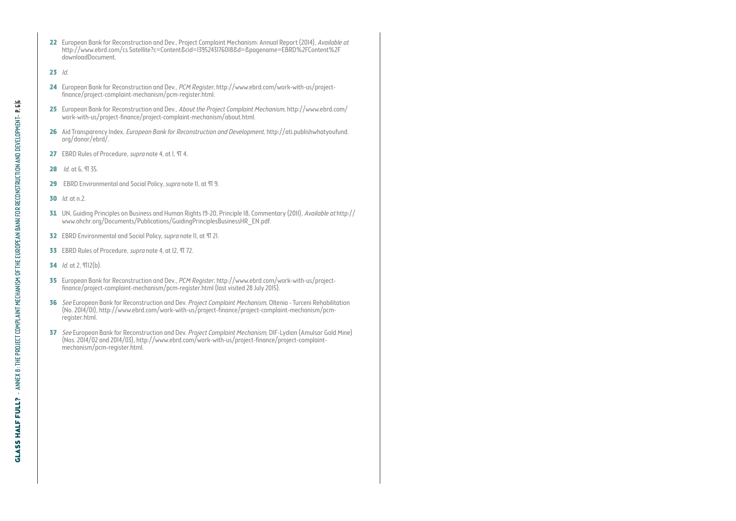22 European Bank for Reconstruction and Dev., Project Complaint Mechanism: Annual Report (2014), *Available at* http://www.ebrd.com/cs Satellite?c=Content&cid=1395243176018&d=&pagename=EBRD%2FContent%2F downloadDocument.

23 *Id.*

24 European Bank for Reconstruction and Dev., *PCM Register*, http://www.ebrd.com/work-with-us/project-finance/project-complaint-mechanism/pcm-register.html.

25 European Bank for Reconstruction and Dev., *About the Project Complaint Mechanism*, http://www.ebrd.com/work-with-us/project-finance/project-complaint-mechanism/about.html.

26 Aid Transparency Index, *European Bank for Reconstruction and Development*, http://ati.publishwhatyoufund.org/donor/ebrd/.

27 EBRD Rules of Procedure, *supra* note 4, at 1, ¶ 4.

28 *Id.* at 6, ¶ 35.

29 EBRD Environmental and Social Policy, *supra* note 11, at ¶ 9.

30 *Id.* at n.2.

31 UN, Guiding Principles on Business and Human Rights 19-20, Principle 18, Commentary (2011), *Available at* http://www.ohchr.org/Documents/Publications/GuidingPrinciplesBusinessHR_EN.pdf.

32 EBRD Environmental and Social Policy, *supra* note 11, at ¶ 21.

33 EBRD Rules of Procedure, *supra* note 4, at 12, ¶ 72.

34 *Id.* at 2, ¶12(b).

35 European Bank for Reconstruction and Dev., *PCM Register*, http://www.ebrd.com/work-with-us/project-finance/project-complaint-mechanism/pcm-register.html (last visited 28 July 2015).

36 *See* European Bank for Reconstruction and Dev. *Project Complaint Mechanism*, Oltenia - Turceni Rehabilitation (No. 2014/01), http://www.ebrd.com/work-with-us/project-finance/project-complaint-mechanism/pcm-register.html.

37 *See* European Bank for Reconstruction and Dev. *Project Complaint Mechanism*, DIF-Lydian (Amulsar Gold Mine) (Nos. 2014/02 and 2014/03), http://www.ebrd.com/work-with-us/project-finance/project-complaint-mechanism/pcm-register.html.